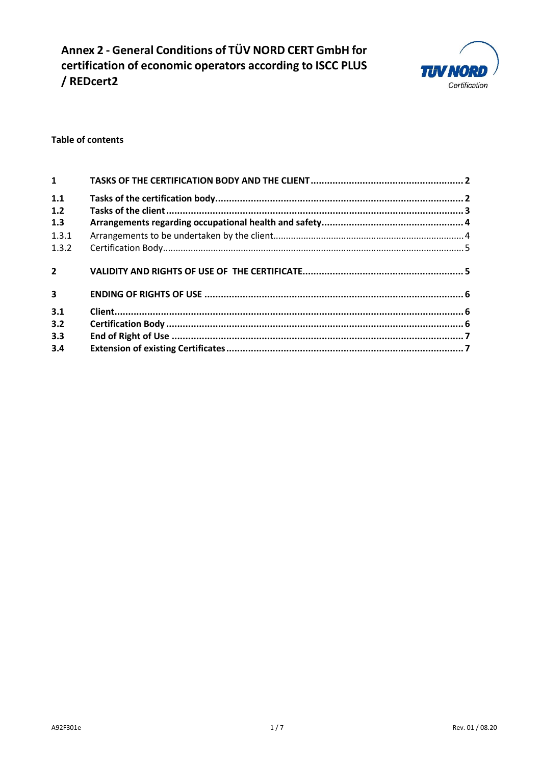# Annex 2 - General Conditions of TÜV NORD CERT GmbH for certification of economic operators according to ISCC PLUS / REDcert2

**Table of contents**

| | | |
|---|---|---|
| **1** | **TASKS OF THE CERTIFICATION BODY AND THE CLIENT** | **2** |
| **1.1** | **Tasks of the certification body** | **2** |
| **1.2** | **Tasks of the client** | **3** |
| **1.3** | **Arrangements regarding occupational health and safety** | **4** |
| 1.3.1 | Arrangements to be undertaken by the client | 4 |
| 1.3.2 | Certification Body | 5 |
| **2** | **VALIDITY AND RIGHTS OF USE OF THE CERTIFICATE** | **5** |
| **3** | **ENDING OF RIGHTS OF USE** | **6** |
| **3.1** | **Client** | **6** |
| **3.2** | **Certification Body** | **6** |
| **3.3** | **End of Right of Use** | **7** |
| **3.4** | **Extension of existing Certificates** | **7** |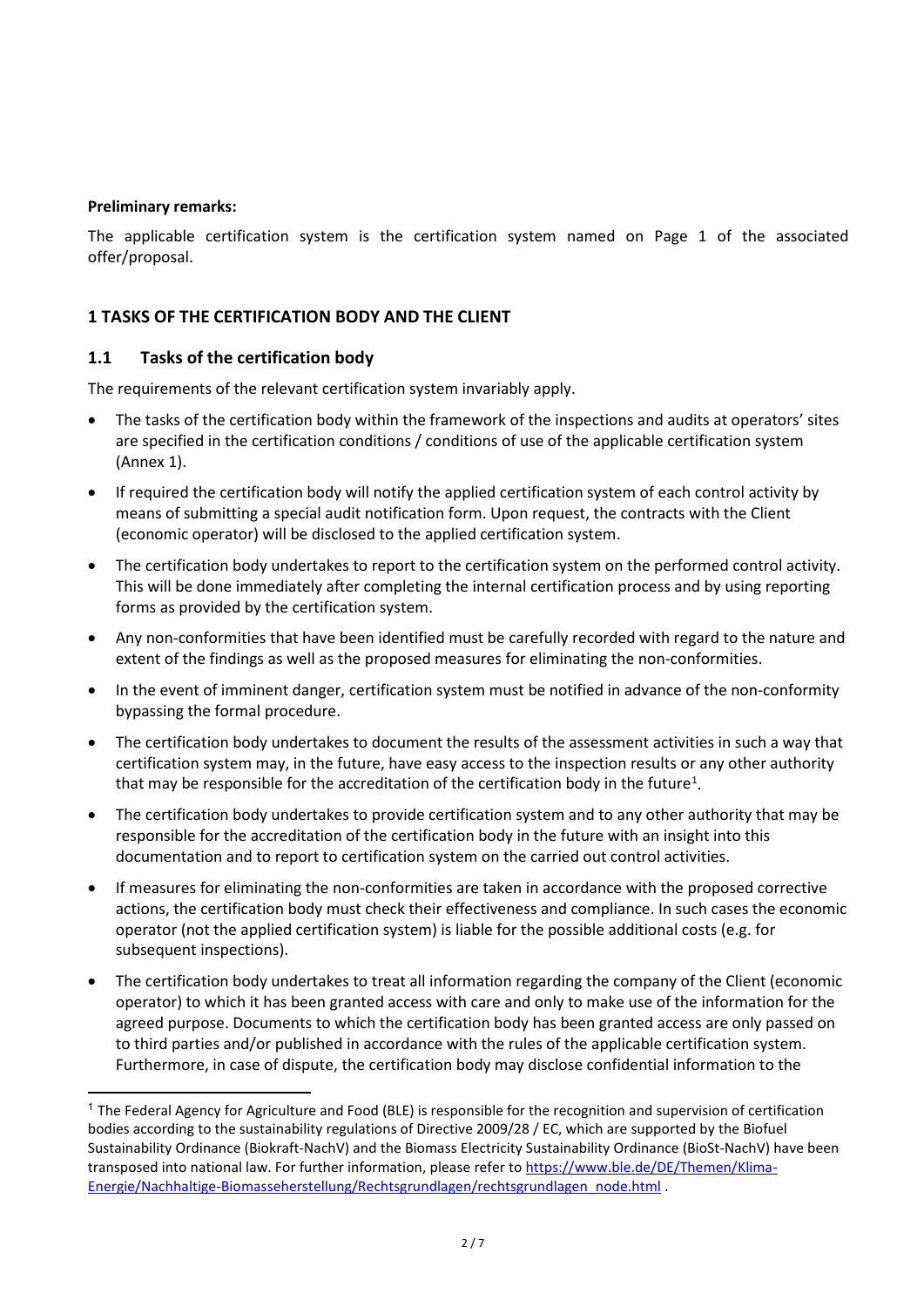**Preliminary remarks:**

The applicable certification system is the certification system named on Page 1 of the associated offer/proposal.

## 1 TASKS OF THE CERTIFICATION BODY AND THE CLIENT

### 1.1 Tasks of the certification body

The requirements of the relevant certification system invariably apply.

- The tasks of the certification body within the framework of the inspections and audits at operators' sites are specified in the certification conditions / conditions of use of the applicable certification system (Annex 1).
- If required the certification body will notify the applied certification system of each control activity by means of submitting a special audit notification form. Upon request, the contracts with the Client (economic operator) will be disclosed to the applied certification system.
- The certification body undertakes to report to the certification system on the performed control activity. This will be done immediately after completing the internal certification process and by using reporting forms as provided by the certification system.
- Any non-conformities that have been identified must be carefully recorded with regard to the nature and extent of the findings as well as the proposed measures for eliminating the non-conformities.
- In the event of imminent danger, certification system must be notified in advance of the non-conformity bypassing the formal procedure.
- The certification body undertakes to document the results of the assessment activities in such a way that certification system may, in the future, have easy access to the inspection results or any other authority that may be responsible for the accreditation of the certification body in the future[1].
- The certification body undertakes to provide certification system and to any other authority that may be responsible for the accreditation of the certification body in the future with an insight into this documentation and to report to certification system on the carried out control activities.
- If measures for eliminating the non-conformities are taken in accordance with the proposed corrective actions, the certification body must check their effectiveness and compliance. In such cases the economic operator (not the applied certification system) is liable for the possible additional costs (e.g. for subsequent inspections).
- The certification body undertakes to treat all information regarding the company of the Client (economic operator) to which it has been granted access with care and only to make use of the information for the agreed purpose. Documents to which the certification body has been granted access are only passed on to third parties and/or published in accordance with the rules of the applicable certification system. Furthermore, in case of dispute, the certification body may disclose confidential information to the

---

[1] The Federal Agency for Agriculture and Food (BLE) is responsible for the recognition and supervision of certification bodies according to the sustainability regulations of Directive 2009/28 / EC, which are supported by the Biofuel Sustainability Ordinance (Biokraft-NachV) and the Biomass Electricity Sustainability Ordinance (BioSt-NachV) have been transposed into national law. For further information, please refer to https://www.ble.de/DE/Themen/Klima-Energie/Nachhaltige-Biomasseherstellung/Rechtsgrundlagen/rechtsgrundlagen_node.html .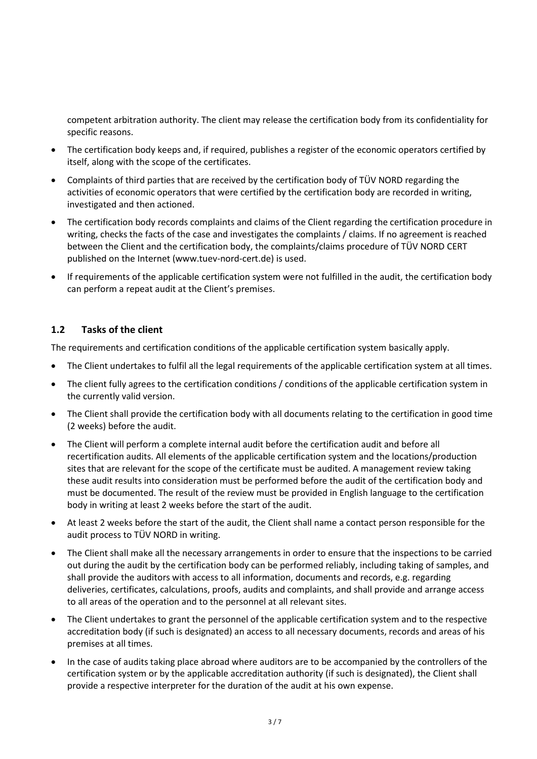competent arbitration authority. The client may release the certification body from its confidentiality for specific reasons.

- The certification body keeps and, if required, publishes a register of the economic operators certified by itself, along with the scope of the certificates.
- Complaints of third parties that are received by the certification body of TÜV NORD regarding the activities of economic operators that were certified by the certification body are recorded in writing, investigated and then actioned.
- The certification body records complaints and claims of the Client regarding the certification procedure in writing, checks the facts of the case and investigates the complaints / claims. If no agreement is reached between the Client and the certification body, the complaints/claims procedure of TÜV NORD CERT published on the Internet (www.tuev-nord-cert.de) is used.
- If requirements of the applicable certification system were not fulfilled in the audit, the certification body can perform a repeat audit at the Client's premises.

## 1.2 Tasks of the client

The requirements and certification conditions of the applicable certification system basically apply.

- The Client undertakes to fulfil all the legal requirements of the applicable certification system at all times.
- The client fully agrees to the certification conditions / conditions of the applicable certification system in the currently valid version.
- The Client shall provide the certification body with all documents relating to the certification in good time (2 weeks) before the audit.
- The Client will perform a complete internal audit before the certification audit and before all recertification audits. All elements of the applicable certification system and the locations/production sites that are relevant for the scope of the certificate must be audited. A management review taking these audit results into consideration must be performed before the audit of the certification body and must be documented. The result of the review must be provided in English language to the certification body in writing at least 2 weeks before the start of the audit.
- At least 2 weeks before the start of the audit, the Client shall name a contact person responsible for the audit process to TÜV NORD in writing.
- The Client shall make all the necessary arrangements in order to ensure that the inspections to be carried out during the audit by the certification body can be performed reliably, including taking of samples, and shall provide the auditors with access to all information, documents and records, e.g. regarding deliveries, certificates, calculations, proofs, audits and complaints, and shall provide and arrange access to all areas of the operation and to the personnel at all relevant sites.
- The Client undertakes to grant the personnel of the applicable certification system and to the respective accreditation body (if such is designated) an access to all necessary documents, records and areas of his premises at all times.
- In the case of audits taking place abroad where auditors are to be accompanied by the controllers of the certification system or by the applicable accreditation authority (if such is designated), the Client shall provide a respective interpreter for the duration of the audit at his own expense.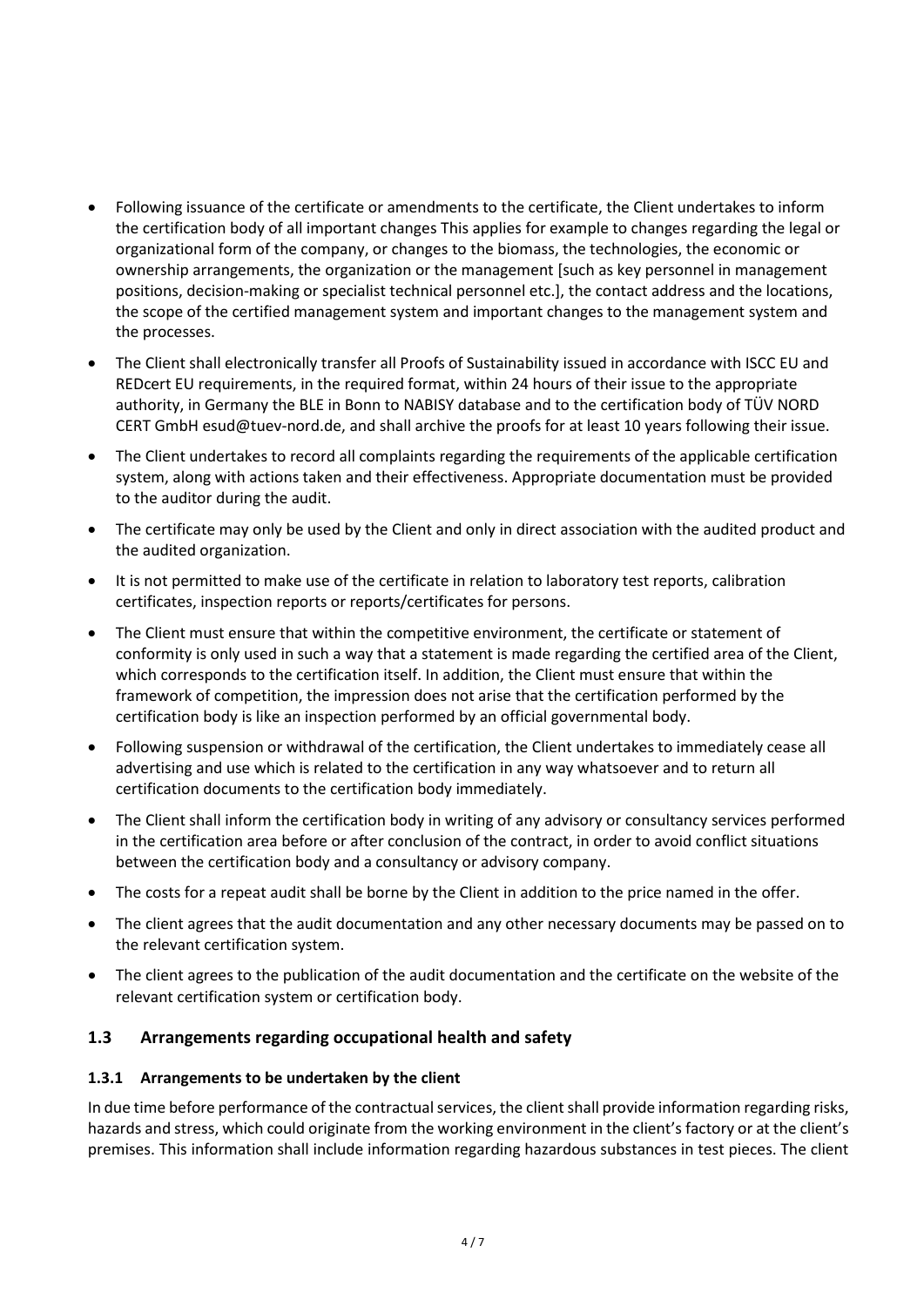- Following issuance of the certificate or amendments to the certificate, the Client undertakes to inform the certification body of all important changes This applies for example to changes regarding the legal or organizational form of the company, or changes to the biomass, the technologies, the economic or ownership arrangements, the organization or the management [such as key personnel in management positions, decision-making or specialist technical personnel etc.], the contact address and the locations, the scope of the certified management system and important changes to the management system and the processes.
- The Client shall electronically transfer all Proofs of Sustainability issued in accordance with ISCC EU and REDcert EU requirements, in the required format, within 24 hours of their issue to the appropriate authority, in Germany the BLE in Bonn to NABISY database and to the certification body of TÜV NORD CERT GmbH esud@tuev-nord.de, and shall archive the proofs for at least 10 years following their issue.
- The Client undertakes to record all complaints regarding the requirements of the applicable certification system, along with actions taken and their effectiveness. Appropriate documentation must be provided to the auditor during the audit.
- The certificate may only be used by the Client and only in direct association with the audited product and the audited organization.
- It is not permitted to make use of the certificate in relation to laboratory test reports, calibration certificates, inspection reports or reports/certificates for persons.
- The Client must ensure that within the competitive environment, the certificate or statement of conformity is only used in such a way that a statement is made regarding the certified area of the Client, which corresponds to the certification itself. In addition, the Client must ensure that within the framework of competition, the impression does not arise that the certification performed by the certification body is like an inspection performed by an official governmental body.
- Following suspension or withdrawal of the certification, the Client undertakes to immediately cease all advertising and use which is related to the certification in any way whatsoever and to return all certification documents to the certification body immediately.
- The Client shall inform the certification body in writing of any advisory or consultancy services performed in the certification area before or after conclusion of the contract, in order to avoid conflict situations between the certification body and a consultancy or advisory company.
- The costs for a repeat audit shall be borne by the Client in addition to the price named in the offer.
- The client agrees that the audit documentation and any other necessary documents may be passed on to the relevant certification system.
- The client agrees to the publication of the audit documentation and the certificate on the website of the relevant certification system or certification body.

## 1.3 Arrangements regarding occupational health and safety

### 1.3.1 Arrangements to be undertaken by the client

In due time before performance of the contractual services, the client shall provide information regarding risks, hazards and stress, which could originate from the working environment in the client's factory or at the client's premises. This information shall include information regarding hazardous substances in test pieces. The client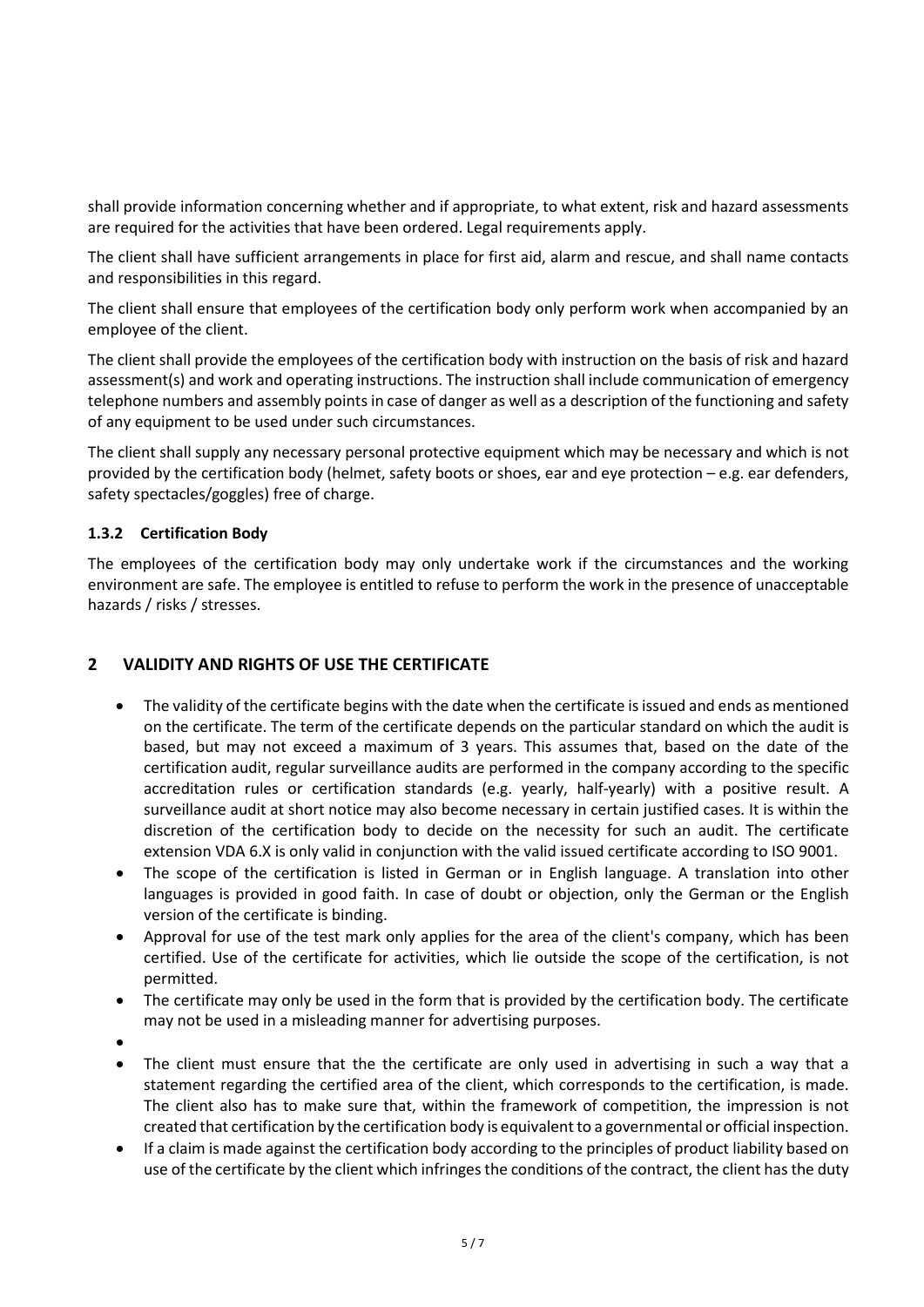shall provide information concerning whether and if appropriate, to what extent, risk and hazard assessments are required for the activities that have been ordered. Legal requirements apply.

The client shall have sufficient arrangements in place for first aid, alarm and rescue, and shall name contacts and responsibilities in this regard.

The client shall ensure that employees of the certification body only perform work when accompanied by an employee of the client.

The client shall provide the employees of the certification body with instruction on the basis of risk and hazard assessment(s) and work and operating instructions. The instruction shall include communication of emergency telephone numbers and assembly points in case of danger as well as a description of the functioning and safety of any equipment to be used under such circumstances.

The client shall supply any necessary personal protective equipment which may be necessary and which is not provided by the certification body (helmet, safety boots or shoes, ear and eye protection – e.g. ear defenders, safety spectacles/goggles) free of charge.

### 1.3.2 Certification Body

The employees of the certification body may only undertake work if the circumstances and the working environment are safe. The employee is entitled to refuse to perform the work in the presence of unacceptable hazards / risks / stresses.

## 2 VALIDITY AND RIGHTS OF USE THE CERTIFICATE

- The validity of the certificate begins with the date when the certificate is issued and ends as mentioned on the certificate. The term of the certificate depends on the particular standard on which the audit is based, but may not exceed a maximum of 3 years. This assumes that, based on the date of the certification audit, regular surveillance audits are performed in the company according to the specific accreditation rules or certification standards (e.g. yearly, half-yearly) with a positive result. A surveillance audit at short notice may also become necessary in certain justified cases. It is within the discretion of the certification body to decide on the necessity for such an audit. The certificate extension VDA 6.X is only valid in conjunction with the valid issued certificate according to ISO 9001.
- The scope of the certification is listed in German or in English language. A translation into other languages is provided in good faith. In case of doubt or objection, only the German or the English version of the certificate is binding.
- Approval for use of the test mark only applies for the area of the client's company, which has been certified. Use of the certificate for activities, which lie outside the scope of the certification, is not permitted.
- The certificate may only be used in the form that is provided by the certification body. The certificate may not be used in a misleading manner for advertising purposes.
- 
- The client must ensure that the the certificate are only used in advertising in such a way that a statement regarding the certified area of the client, which corresponds to the certification, is made. The client also has to make sure that, within the framework of competition, the impression is not created that certification by the certification body is equivalent to a governmental or official inspection.
- If a claim is made against the certification body according to the principles of product liability based on use of the certificate by the client which infringes the conditions of the contract, the client has the duty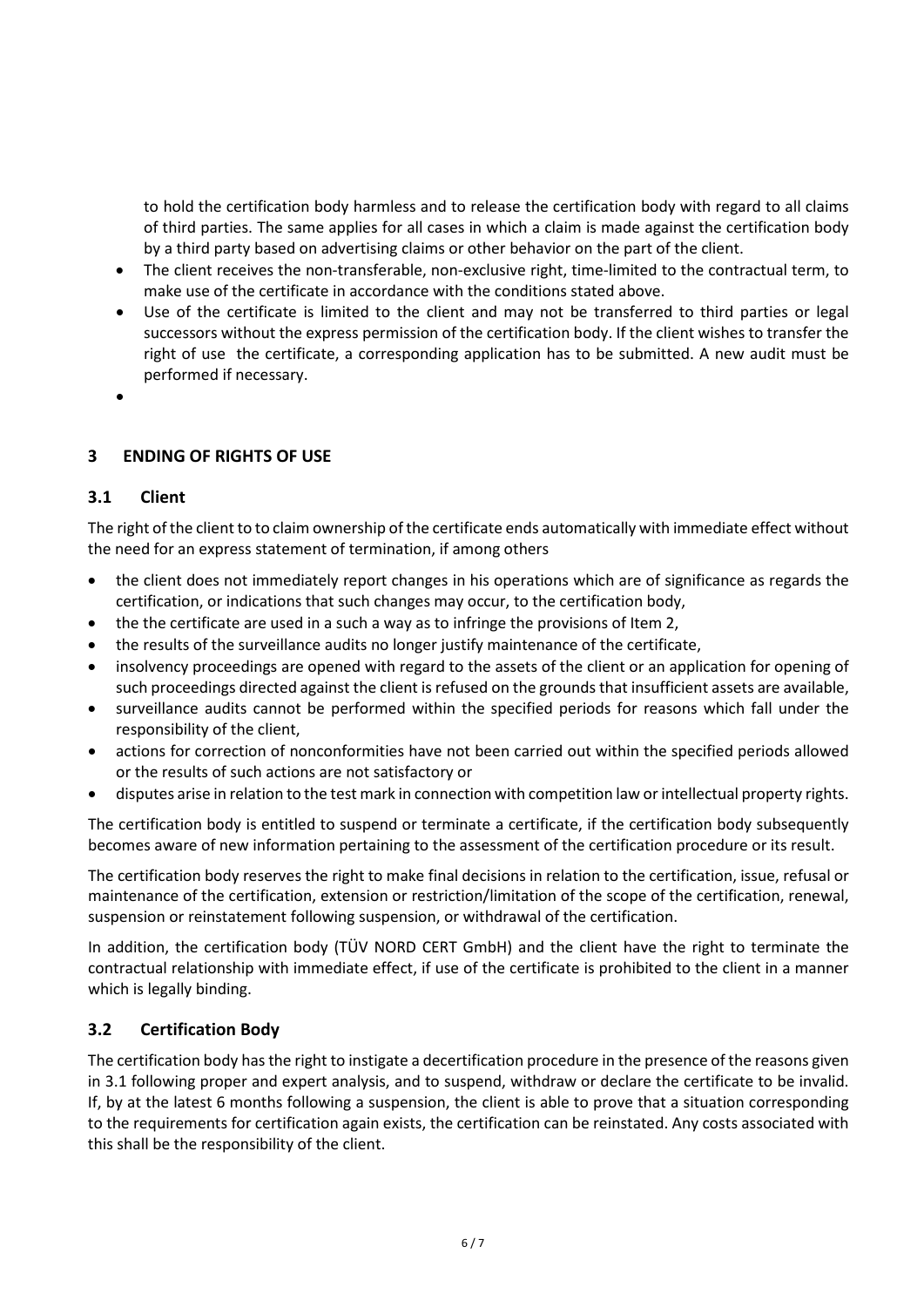to hold the certification body harmless and to release the certification body with regard to all claims of third parties. The same applies for all cases in which a claim is made against the certification body by a third party based on advertising claims or other behavior on the part of the client.

- The client receives the non-transferable, non-exclusive right, time-limited to the contractual term, to make use of the certificate in accordance with the conditions stated above.
- Use of the certificate is limited to the client and may not be transferred to third parties or legal successors without the express permission of the certification body. If the client wishes to transfer the right of use the certificate, a corresponding application has to be submitted. A new audit must be performed if necessary.
- 

## 3 ENDING OF RIGHTS OF USE

### 3.1 Client

The right of the client to to claim ownership of the certificate ends automatically with immediate effect without the need for an express statement of termination, if among others

- the client does not immediately report changes in his operations which are of significance as regards the certification, or indications that such changes may occur, to the certification body,
- the the certificate are used in a such a way as to infringe the provisions of Item 2,
- the results of the surveillance audits no longer justify maintenance of the certificate,
- insolvency proceedings are opened with regard to the assets of the client or an application for opening of such proceedings directed against the client is refused on the grounds that insufficient assets are available,
- surveillance audits cannot be performed within the specified periods for reasons which fall under the responsibility of the client,
- actions for correction of nonconformities have not been carried out within the specified periods allowed or the results of such actions are not satisfactory or
- disputes arise in relation to the test mark in connection with competition law or intellectual property rights.

The certification body is entitled to suspend or terminate a certificate, if the certification body subsequently becomes aware of new information pertaining to the assessment of the certification procedure or its result.

The certification body reserves the right to make final decisions in relation to the certification, issue, refusal or maintenance of the certification, extension or restriction/limitation of the scope of the certification, renewal, suspension or reinstatement following suspension, or withdrawal of the certification.

In addition, the certification body (TÜV NORD CERT GmbH) and the client have the right to terminate the contractual relationship with immediate effect, if use of the certificate is prohibited to the client in a manner which is legally binding.

### 3.2 Certification Body

The certification body has the right to instigate a decertification procedure in the presence of the reasons given in 3.1 following proper and expert analysis, and to suspend, withdraw or declare the certificate to be invalid. If, by at the latest 6 months following a suspension, the client is able to prove that a situation corresponding to the requirements for certification again exists, the certification can be reinstated. Any costs associated with this shall be the responsibility of the client.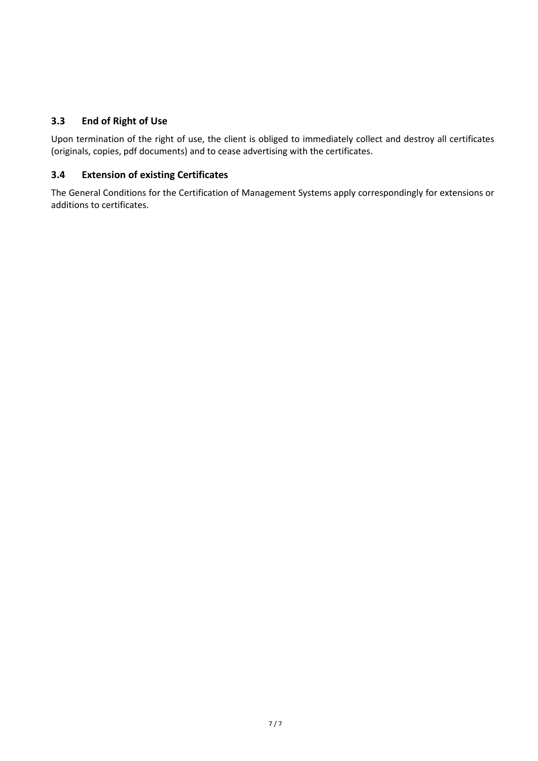### 3.3 End of Right of Use

Upon termination of the right of use, the client is obliged to immediately collect and destroy all certificates (originals, copies, pdf documents) and to cease advertising with the certificates.

### 3.4 Extension of existing Certificates

The General Conditions for the Certification of Management Systems apply correspondingly for extensions or additions to certificates.